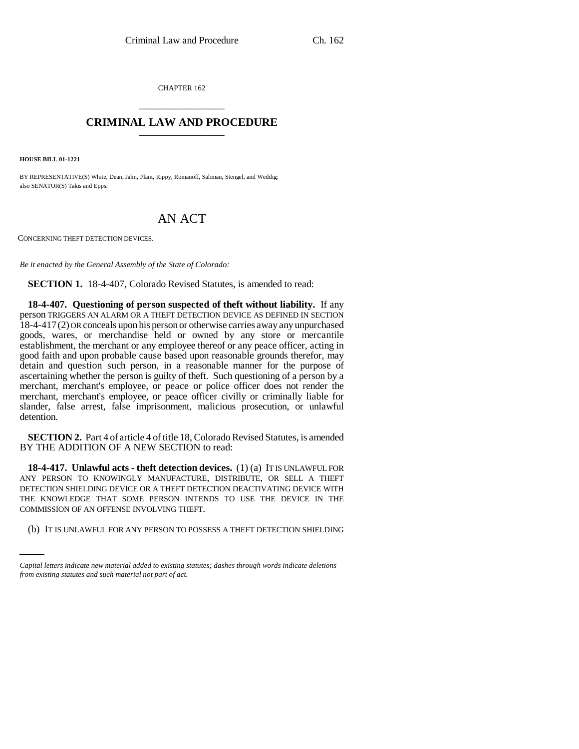CHAPTER 162

# CRIMINAL LAW AND PROCEDURE

**HOUSE BILL 01-1221**

BY REPRESENTATIVE(S) White, Dean, Jahn, Plant, Rippy, Romanoff, Saliman, Stengel, and Weddig;
also SENATOR(S) Takis and Epps.

# AN ACT

CONCERNING THEFT DETECTION DEVICES.

*Be it enacted by the General Assembly of the State of Colorado:*

**SECTION 1.** 18-4-407, Colorado Revised Statutes, is amended to read:

**18-4-407. Questioning of person suspected of theft without liability.** If any person TRIGGERS AN ALARM OR A THEFT DETECTION DEVICE AS DEFINED IN SECTION 18-4-417 (2) OR conceals upon his person or otherwise carries away any unpurchased goods, wares, or merchandise held or owned by any store or mercantile establishment, the merchant or any employee thereof or any peace officer, acting in good faith and upon probable cause based upon reasonable grounds therefor, may detain and question such person, in a reasonable manner for the purpose of ascertaining whether the person is guilty of theft. Such questioning of a person by a merchant, merchant's employee, or peace or police officer does not render the merchant, merchant's employee, or peace officer civilly or criminally liable for slander, false arrest, false imprisonment, malicious prosecution, or unlawful detention.

**SECTION 2.** Part 4 of article 4 of title 18, Colorado Revised Statutes, is amended BY THE ADDITION OF A NEW SECTION to read:

**18-4-417. Unlawful acts - theft detection devices.** (1) (a) IT IS UNLAWFUL FOR ANY PERSON TO KNOWINGLY MANUFACTURE, DISTRIBUTE, OR SELL A THEFT DETECTION SHIELDING DEVICE OR A THEFT DETECTION DEACTIVATING DEVICE WITH THE KNOWLEDGE THAT SOME PERSON INTENDS TO USE THE DEVICE IN THE COMMISSION OF AN OFFENSE INVOLVING THEFT.

(b) IT IS UNLAWFUL FOR ANY PERSON TO POSSESS A THEFT DETECTION SHIELDING

*Capital letters indicate new material added to existing statutes; dashes through words indicate deletions from existing statutes and such material not part of act.*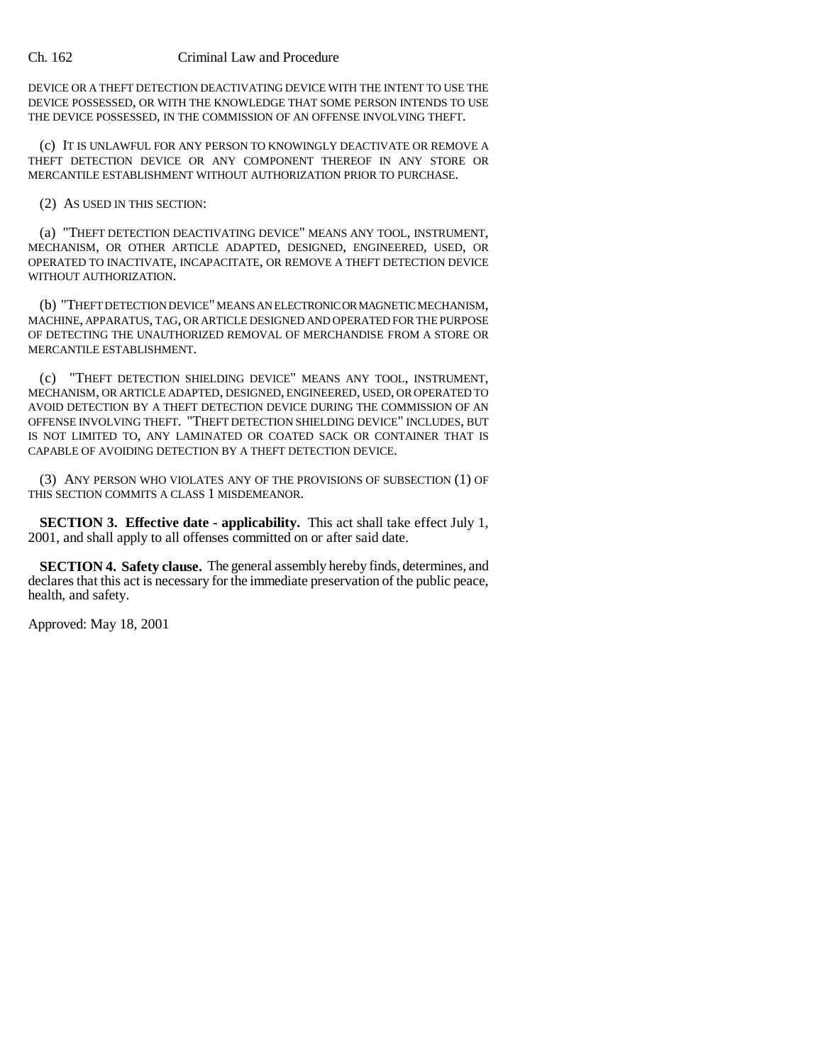DEVICE OR A THEFT DETECTION DEACTIVATING DEVICE WITH THE INTENT TO USE THE DEVICE POSSESSED, OR WITH THE KNOWLEDGE THAT SOME PERSON INTENDS TO USE THE DEVICE POSSESSED, IN THE COMMISSION OF AN OFFENSE INVOLVING THEFT.

(c) IT IS UNLAWFUL FOR ANY PERSON TO KNOWINGLY DEACTIVATE OR REMOVE A THEFT DETECTION DEVICE OR ANY COMPONENT THEREOF IN ANY STORE OR MERCANTILE ESTABLISHMENT WITHOUT AUTHORIZATION PRIOR TO PURCHASE.

(2) AS USED IN THIS SECTION:

(a) "THEFT DETECTION DEACTIVATING DEVICE" MEANS ANY TOOL, INSTRUMENT, MECHANISM, OR OTHER ARTICLE ADAPTED, DESIGNED, ENGINEERED, USED, OR OPERATED TO INACTIVATE, INCAPACITATE, OR REMOVE A THEFT DETECTION DEVICE WITHOUT AUTHORIZATION.

(b) "THEFT DETECTION DEVICE" MEANS AN ELECTRONIC OR MAGNETIC MECHANISM, MACHINE, APPARATUS, TAG, OR ARTICLE DESIGNED AND OPERATED FOR THE PURPOSE OF DETECTING THE UNAUTHORIZED REMOVAL OF MERCHANDISE FROM A STORE OR MERCANTILE ESTABLISHMENT.

(c) "THEFT DETECTION SHIELDING DEVICE" MEANS ANY TOOL, INSTRUMENT, MECHANISM, OR ARTICLE ADAPTED, DESIGNED, ENGINEERED, USED, OR OPERATED TO AVOID DETECTION BY A THEFT DETECTION DEVICE DURING THE COMMISSION OF AN OFFENSE INVOLVING THEFT. "THEFT DETECTION SHIELDING DEVICE" INCLUDES, BUT IS NOT LIMITED TO, ANY LAMINATED OR COATED SACK OR CONTAINER THAT IS CAPABLE OF AVOIDING DETECTION BY A THEFT DETECTION DEVICE.

(3) ANY PERSON WHO VIOLATES ANY OF THE PROVISIONS OF SUBSECTION (1) OF THIS SECTION COMMITS A CLASS 1 MISDEMEANOR.

**SECTION 3. Effective date - applicability.** This act shall take effect July 1, 2001, and shall apply to all offenses committed on or after said date.

**SECTION 4. Safety clause.** The general assembly hereby finds, determines, and declares that this act is necessary for the immediate preservation of the public peace, health, and safety.

Approved: May 18, 2001